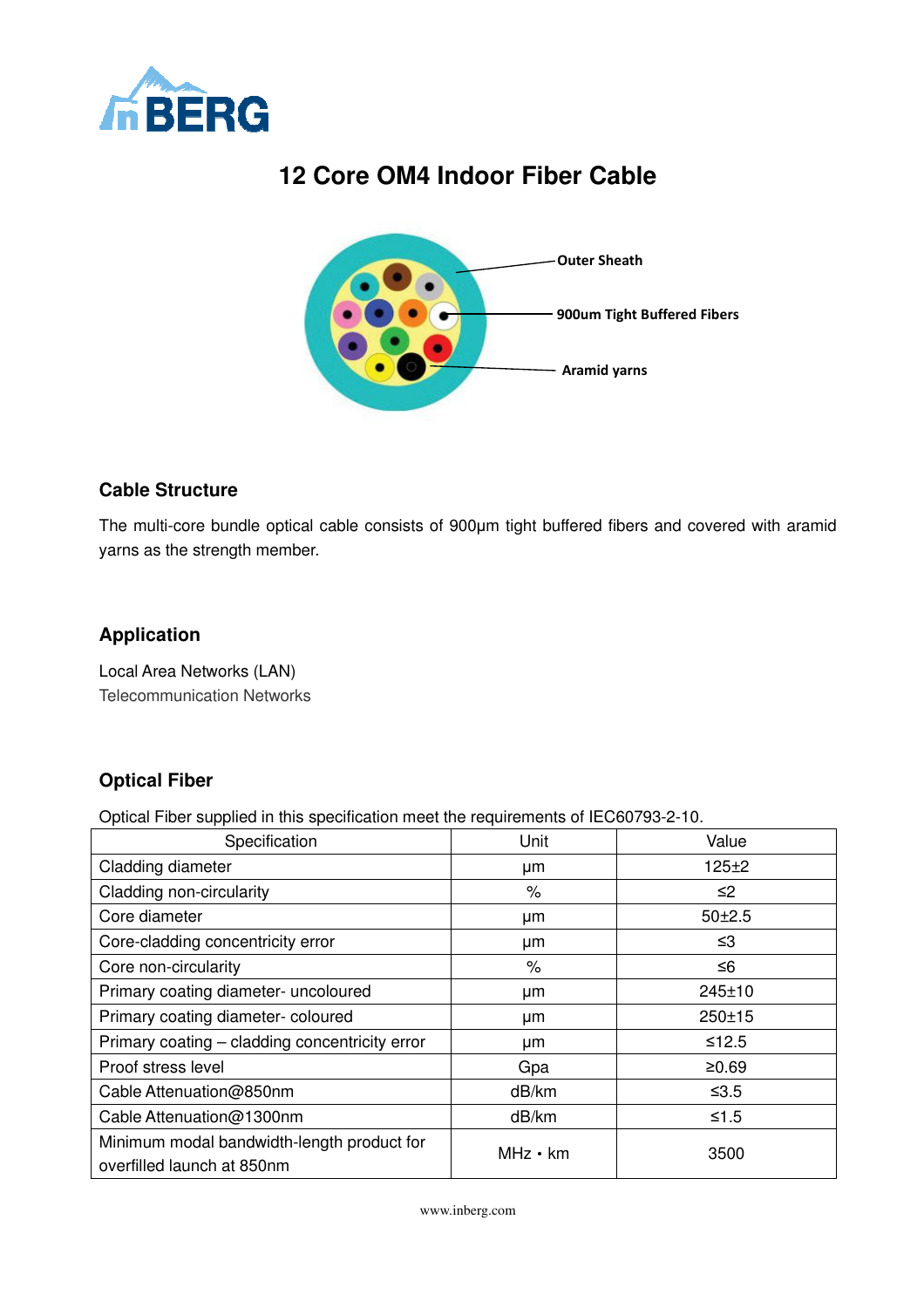# 12 Core OM4 Indoor Fiber Cable

Outer Sheath

900um Tight Buffered Fibers

Aramid yarns

## Cable Structure

The multi-core bundle optical cable consists of 900μm tight buffered fibers and covered with aramid yarns as the strength member.

## Application

Local Area Networks (LAN)
Telecommunication Networks

## Optical Fiber

Optical Fiber supplied in this specification meet the requirements of IEC60793-2-10.

| Specification | Unit | Value |
|---|---|---|
| Cladding diameter | μm | 125±2 |
| Cladding non-circularity | % | ≤2 |
| Core diameter | μm | 50±2.5 |
| Core-cladding concentricity error | μm | ≤3 |
| Core non-circularity | % | ≤6 |
| Primary coating diameter- uncoloured | μm | 245±10 |
| Primary coating diameter- coloured | μm | 250±15 |
| Primary coating – cladding concentricity error | μm | ≤12.5 |
| Proof stress level | Gpa | ≥0.69 |
| Cable Attenuation@850nm | dB/km | ≤3.5 |
| Cable Attenuation@1300nm | dB/km | ≤1.5 |
| Minimum modal bandwidth-length product for overfilled launch at 850nm | MHz • km | 3500 |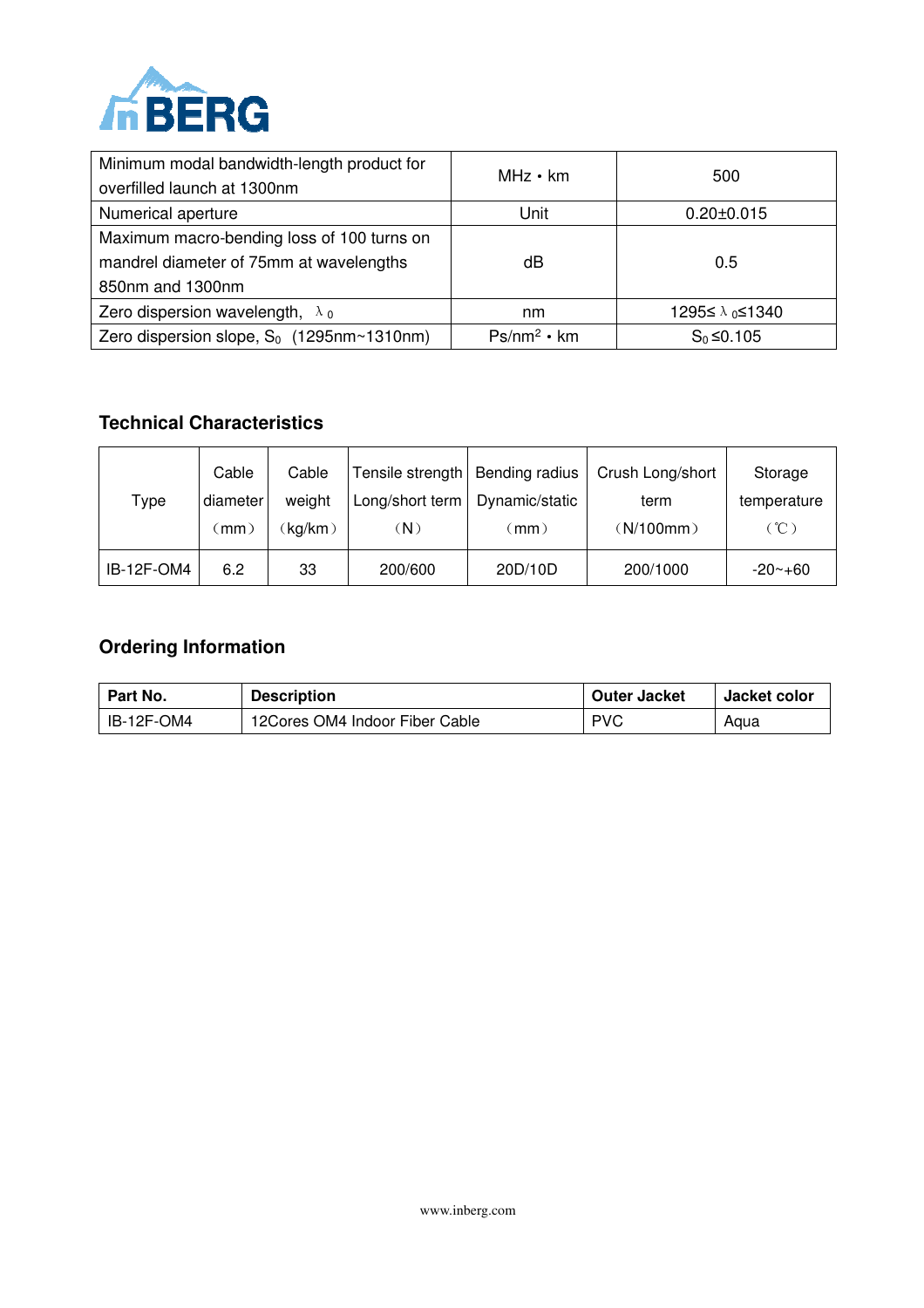| | | |
|---|---|---|
| Minimum modal bandwidth-length product for overfilled launch at 1300nm | MHz • km | 500 |
| Numerical aperture | Unit | 0.20±0.015 |
| Maximum macro-bending loss of 100 turns on mandrel diameter of 75mm at wavelengths 850nm and 1300nm | dB | 0.5 |
| Zero dispersion wavelength, $\lambda_0$ | nm | $1295 \le \lambda_0 \le 1340$ |
| Zero dispersion slope, $S_0$ (1295nm~1310nm) | $Ps/nm^2 \cdot km$ | $S_0 \le 0.105$ |

## Technical Characteristics

| Type | Cable diameter （mm） | Cable weight （kg/km） | Tensile strength Long/short term （N） | Bending radius Dynamic/static （mm） | Crush Long/short term （N/100mm） | Storage temperature （℃） |
|---|---|---|---|---|---|---|
| IB-12F-OM4 | 6.2 | 33 | 200/600 | 20D/10D | 200/1000 | -20~+60 |

## Ordering Information

| Part No. | Description | Outer Jacket | Jacket color |
|---|---|---|---|
| IB-12F-OM4 | 12Cores OM4 Indoor Fiber Cable | PVC | Aqua |